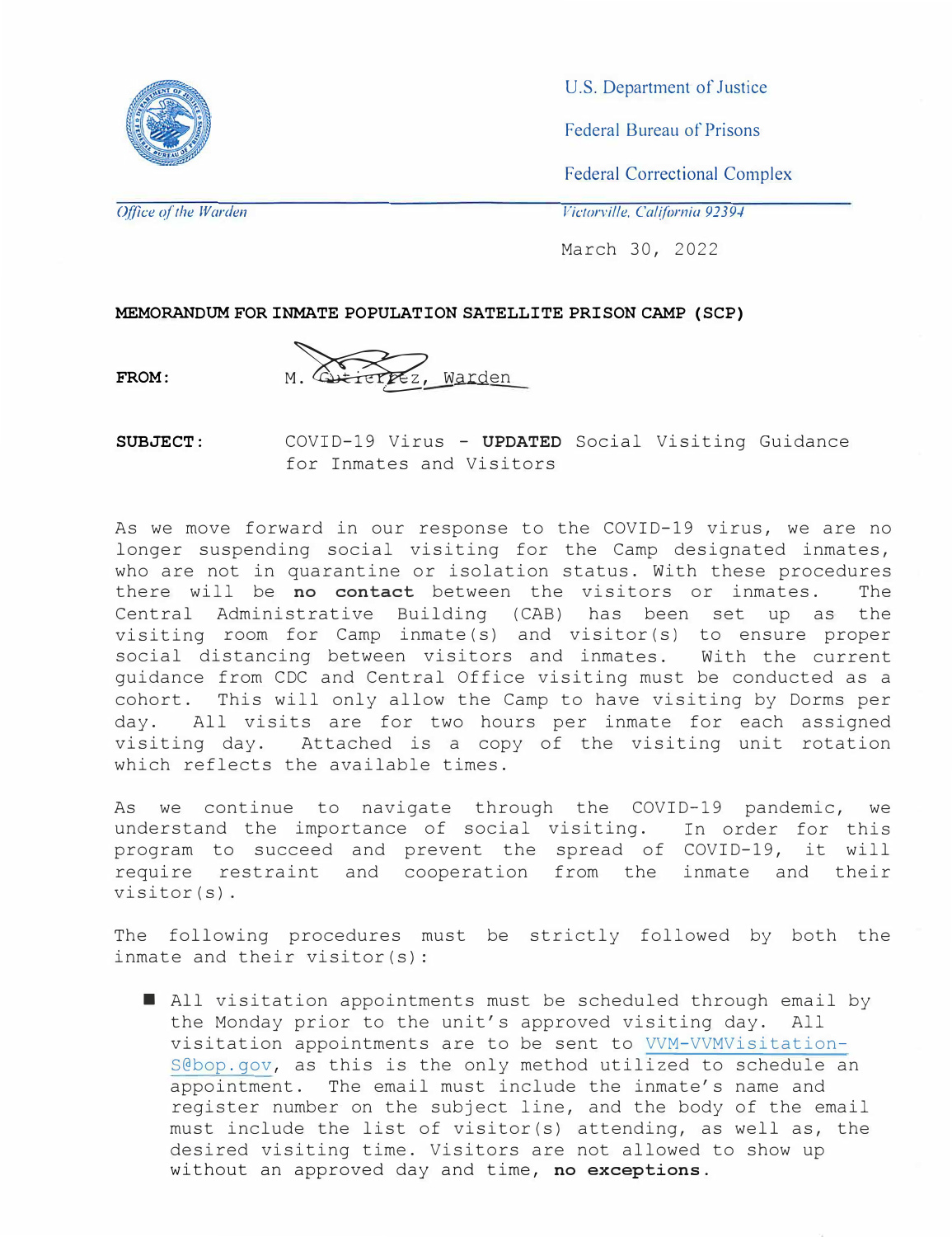U.S. Department of Justice

Federal Bureau of Prisons

Federal Correctional Complex

*Office of the Warden* | *Victorville, California 92394*

March 30, 2022

**MEMORANDUM FOR INMATE POPULATION SATELLITE PRISON CAMP (SCP)**

**FROM:** M. Gutierrez, Warden

**SUBJECT:** COVID-19 Virus - **UPDATED** Social Visiting Guidance for Inmates and Visitors

As we move forward in our response to the COVID-19 virus, we are no longer suspending social visiting for the Camp designated inmates, who are not in quarantine or isolation status. With these procedures there will be **no contact** between the visitors or inmates. The Central Administrative Building (CAB) has been set up as the visiting room for Camp inmate(s) and visitor(s) to ensure proper social distancing between visitors and inmates. With the current guidance from CDC and Central Office visiting must be conducted as a cohort. This will only allow the Camp to have visiting by Dorms per day. All visits are for two hours per inmate for each assigned visiting day. Attached is a copy of the visiting unit rotation which reflects the available times.

As we continue to navigate through the COVID-19 pandemic, we understand the importance of social visiting. In order for this program to succeed and prevent the spread of COVID-19, it will require restraint and cooperation from the inmate and their visitor(s).

The following procedures must be strictly followed by both the inmate and their visitor(s):

- All visitation appointments must be scheduled through email by the Monday prior to the unit's approved visiting day. All visitation appointments are to be sent to VVM-VVMVisitation-S@bop.gov, as this is the only method utilized to schedule an appointment. The email must include the inmate's name and register number on the subject line, and the body of the email must include the list of visitor(s) attending, as well as, the desired visiting time. Visitors are not allowed to show up without an approved day and time, **no exceptions**.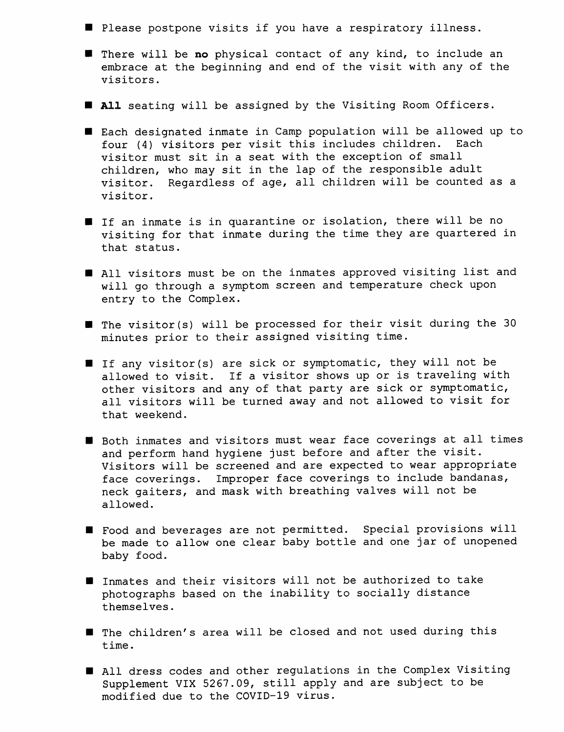- Please postpone visits if you have a respiratory illness.
- There will be **no** physical contact of any kind, to include an embrace at the beginning and end of the visit with any of the visitors.
- **All** seating will be assigned by the Visiting Room Officers.
- Each designated inmate in Camp population will be allowed up to four (4) visitors per visit this includes children. Each visitor must sit in a seat with the exception of small children, who may sit in the lap of the responsible adult visitor. Regardless of age, all children will be counted as a visitor.
- If an inmate is in quarantine or isolation, there will be no visiting for that inmate during the time they are quartered in that status.
- All visitors must be on the inmates approved visiting list and will go through a symptom screen and temperature check upon entry to the Complex.
- The visitor(s) will be processed for their visit during the 30 minutes prior to their assigned visiting time.
- If any visitor(s) are sick or symptomatic, they will not be allowed to visit. If a visitor shows up or is traveling with other visitors and any of that party are sick or symptomatic, all visitors will be turned away and not allowed to visit for that weekend.
- Both inmates and visitors must wear face coverings at all times and perform hand hygiene just before and after the visit. Visitors will be screened and are expected to wear appropriate face coverings. Improper face coverings to include bandanas, neck gaiters, and mask with breathing valves will not be allowed.
- Food and beverages are not permitted. Special provisions will be made to allow one clear baby bottle and one jar of unopened baby food.
- Inmates and their visitors will not be authorized to take photographs based on the inability to socially distance themselves.
- The children's area will be closed and not used during this time.
- All dress codes and other regulations in the Complex Visiting Supplement VIX 5267.09, still apply and are subject to be modified due to the COVID-19 virus.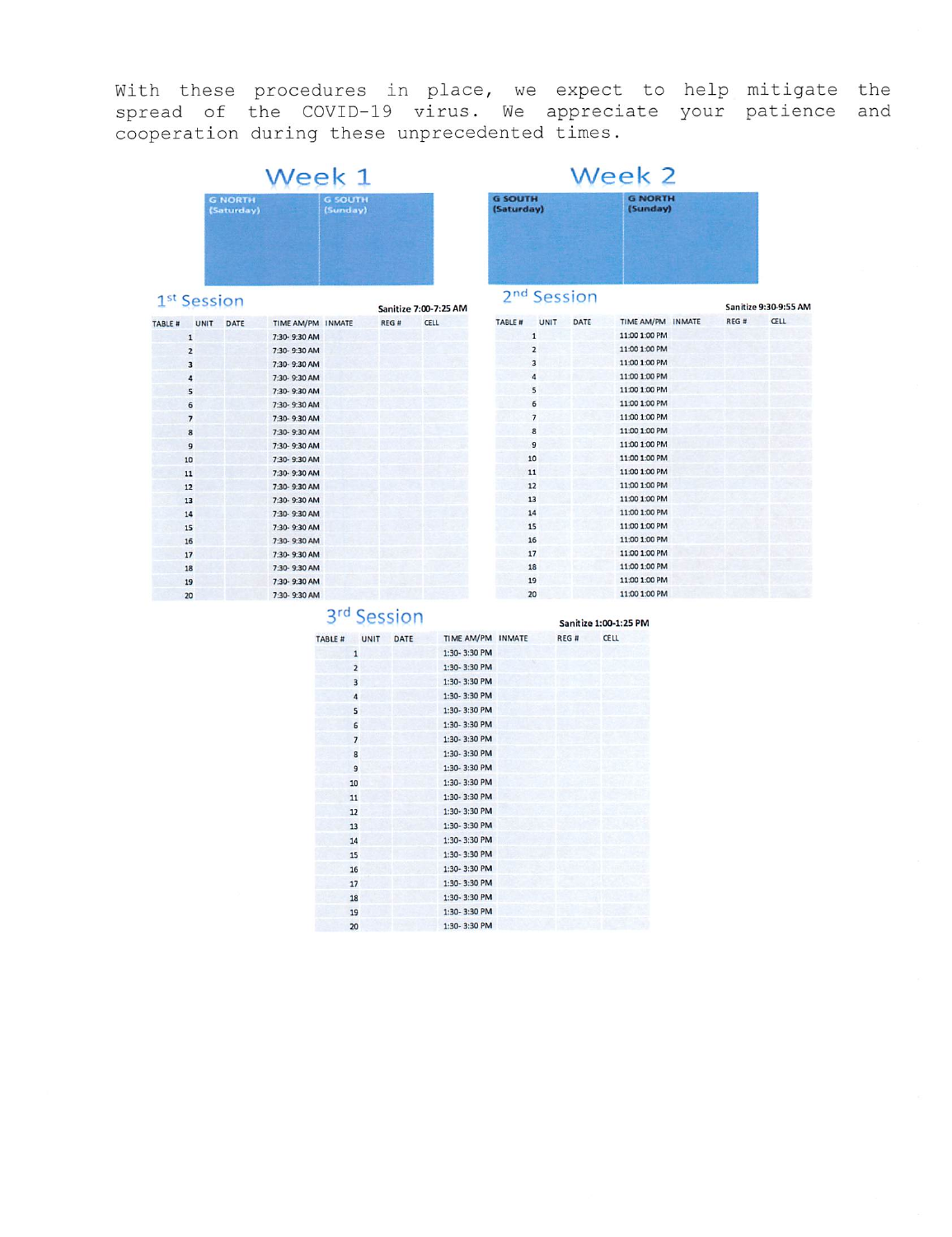With these procedures in place, we expect to help mitigate the spread of the COVID-19 virus. We appreciate your patience and cooperation during these unprecedented times.

## Week 1

| G NORTH (Saturday) | G SOUTH (Sunday) |
|---|---|
| | |

## Week 2

| G SOUTH (Saturday) | G NORTH (Sunday) |
|---|---|
| | |

### 1st Session

Sanitize 7:00-7:25 AM

| TABLE # | UNIT | DATE | TIME AM/PM | INMATE | REG # | CELL |
|---|---|---|---|---|---|---|
| 1 | | | 7:30- 9:30 AM | | | |
| 2 | | | 7:30- 9:30 AM | | | |
| 3 | | | 7:30- 9:30 AM | | | |
| 4 | | | 7:30- 9:30 AM | | | |
| 5 | | | 7:30- 9:30 AM | | | |
| 6 | | | 7:30- 9:30 AM | | | |
| 7 | | | 7:30- 9:30 AM | | | |
| 8 | | | 7:30- 9:30 AM | | | |
| 9 | | | 7:30- 9:30 AM | | | |
| 10 | | | 7:30- 9:30 AM | | | |
| 11 | | | 7:30- 9:30 AM | | | |
| 12 | | | 7:30- 9:30 AM | | | |
| 13 | | | 7:30- 9:30 AM | | | |
| 14 | | | 7:30- 9:30 AM | | | |
| 15 | | | 7:30- 9:30 AM | | | |
| 16 | | | 7:30- 9:30 AM | | | |
| 17 | | | 7:30- 9:30 AM | | | |
| 18 | | | 7:30- 9:30 AM | | | |
| 19 | | | 7:30- 9:30 AM | | | |
| 20 | | | 7:30- 9:30 AM | | | |

### 2nd Session

Sanitize 9:30-9:55 AM

| TABLE # | UNIT | DATE | TIME AM/PM | INMATE | REG # | CELL |
|---|---|---|---|---|---|---|
| 1 | | | 11:00 1:00 PM | | | |
| 2 | | | 11:00 1:00 PM | | | |
| 3 | | | 11:00 1:00 PM | | | |
| 4 | | | 11:00 1:00 PM | | | |
| 5 | | | 11:00 1:00 PM | | | |
| 6 | | | 11:00 1:00 PM | | | |
| 7 | | | 11:00 1:00 PM | | | |
| 8 | | | 11:00 1:00 PM | | | |
| 9 | | | 11:00 1:00 PM | | | |
| 10 | | | 11:00 1:00 PM | | | |
| 11 | | | 11:00 1:00 PM | | | |
| 12 | | | 11:00 1:00 PM | | | |
| 13 | | | 11:00 1:00 PM | | | |
| 14 | | | 11:00 1:00 PM | | | |
| 15 | | | 11:00 1:00 PM | | | |
| 16 | | | 11:00 1:00 PM | | | |
| 17 | | | 11:00 1:00 PM | | | |
| 18 | | | 11:00 1:00 PM | | | |
| 19 | | | 11:00 1:00 PM | | | |
| 20 | | | 11:00 1:00 PM | | | |

### 3rd Session

Sanitize 1:00-1:25 PM

| TABLE # | UNIT | DATE | TIME AM/PM | INMATE | REG # | CELL |
|---|---|---|---|---|---|---|
| 1 | | | 1:30- 3:30 PM | | | |
| 2 | | | 1:30- 3:30 PM | | | |
| 3 | | | 1:30- 3:30 PM | | | |
| 4 | | | 1:30- 3:30 PM | | | |
| 5 | | | 1:30- 3:30 PM | | | |
| 6 | | | 1:30- 3:30 PM | | | |
| 7 | | | 1:30- 3:30 PM | | | |
| 8 | | | 1:30- 3:30 PM | | | |
| 9 | | | 1:30- 3:30 PM | | | |
| 10 | | | 1:30- 3:30 PM | | | |
| 11 | | | 1:30- 3:30 PM | | | |
| 12 | | | 1:30- 3:30 PM | | | |
| 13 | | | 1:30- 3:30 PM | | | |
| 14 | | | 1:30- 3:30 PM | | | |
| 15 | | | 1:30- 3:30 PM | | | |
| 16 | | | 1:30- 3:30 PM | | | |
| 17 | | | 1:30- 3:30 PM | | | |
| 18 | | | 1:30- 3:30 PM | | | |
| 19 | | | 1:30- 3:30 PM | | | |
| 20 | | | 1:30- 3:30 PM | | | |